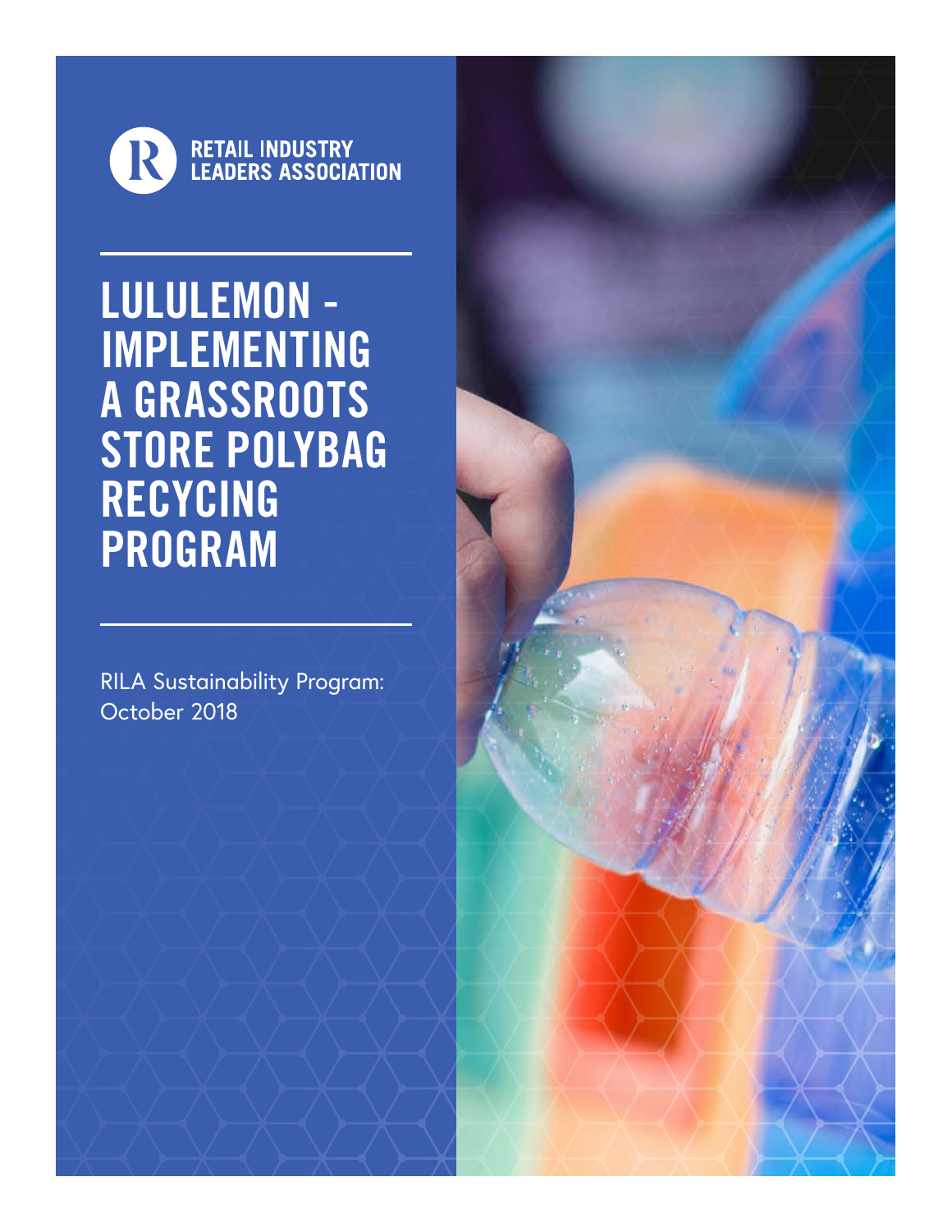RETAIL INDUSTRY LEADERS ASSOCIATION

# LULULEMON - IMPLEMENTING A GRASSROOTS STORE POLYBAG RECYCLING PROGRAM

RILA Sustainability Program: October 2018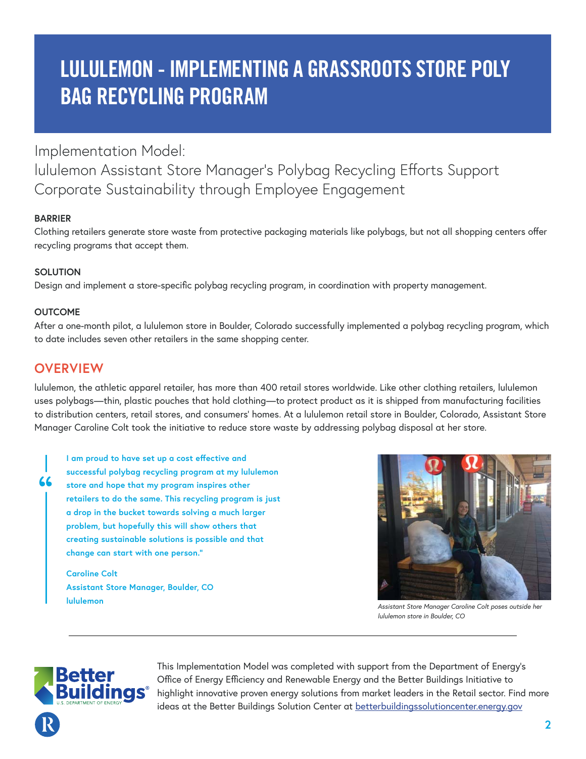# LULULEMON - IMPLEMENTING A GRASSROOTS STORE POLY BAG RECYCLING PROGRAM

## Implementation Model:
## lululemon Assistant Store Manager's Polybag Recycling Efforts Support Corporate Sustainability through Employee Engagement

**BARRIER**

Clothing retailers generate store waste from protective packaging materials like polybags, but not all shopping centers offer recycling programs that accept them.

**SOLUTION**

Design and implement a store-specific polybag recycling program, in coordination with property management.

**OUTCOME**

After a one-month pilot, a lululemon store in Boulder, Colorado successfully implemented a polybag recycling program, which to date includes seven other retailers in the same shopping center.

## OVERVIEW

lululemon, the athletic apparel retailer, has more than 400 retail stores worldwide. Like other clothing retailers, lululemon uses polybags—thin, plastic pouches that hold clothing—to protect product as it is shipped from manufacturing facilities to distribution centers, retail stores, and consumers' homes. At a lululemon retail store in Boulder, Colorado, Assistant Store Manager Caroline Colt took the initiative to reduce store waste by addressing polybag disposal at her store.

> **"I am proud to have set up a cost effective and successful polybag recycling program at my lululemon store and hope that my program inspires other retailers to do the same. This recycling program is just a drop in the bucket towards solving a much larger problem, but hopefully this will show others that creating sustainable solutions is possible and that change can start with one person."**
>
> **Caroline Colt**
> **Assistant Store Manager, Boulder, CO**
> **lululemon**

*Assistant Store Manager Caroline Colt poses outside her lululemon store in Boulder, CO*

This Implementation Model was completed with support from the Department of Energy's Office of Energy Efficiency and Renewable Energy and the Better Buildings Initiative to highlight innovative proven energy solutions from market leaders in the Retail sector. Find more ideas at the Better Buildings Solution Center at betterbuildingssolutioncenter.energy.gov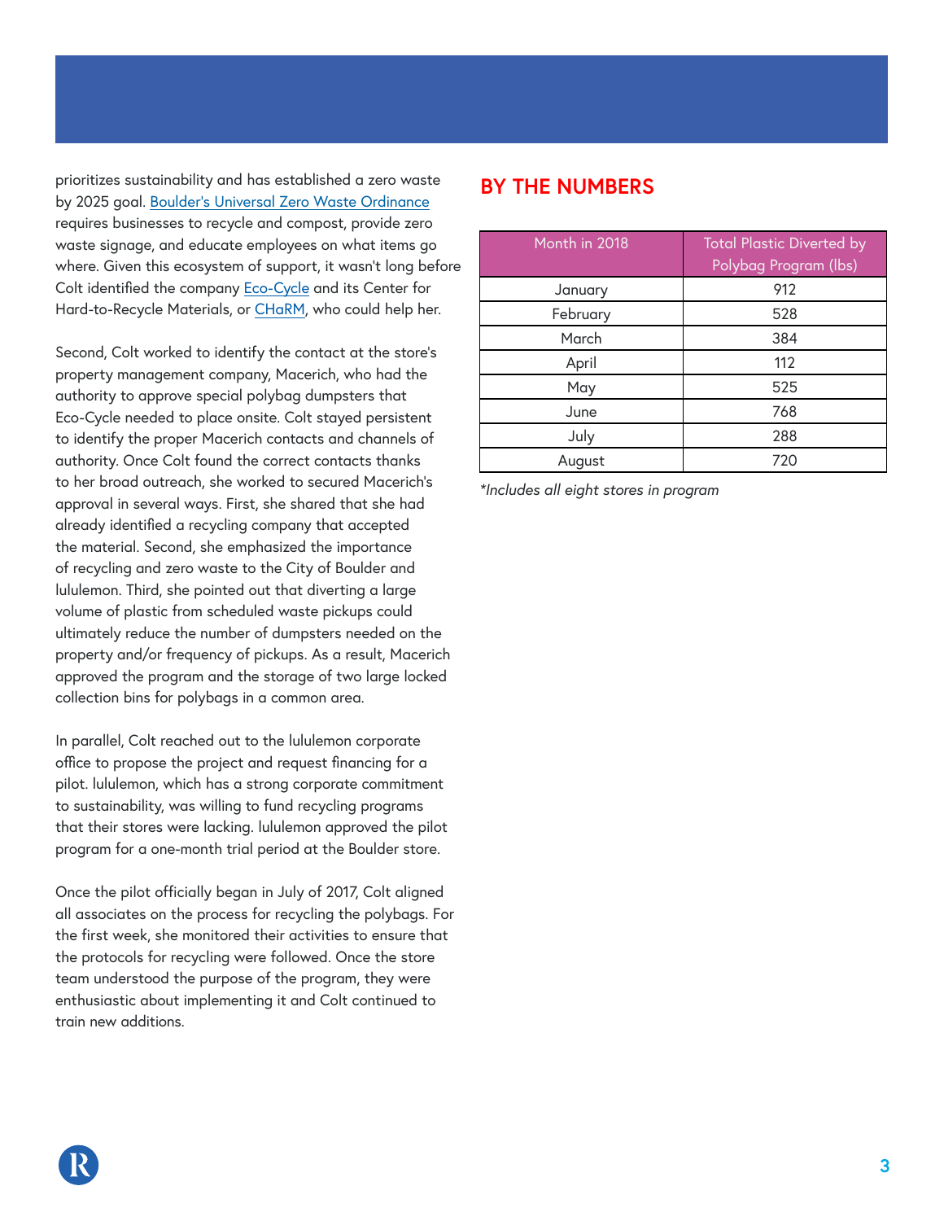prioritizes sustainability and has established a zero waste by 2025 goal. [Boulder's Universal Zero Waste Ordinance](#) requires businesses to recycle and compost, provide zero waste signage, and educate employees on what items go where. Given this ecosystem of support, it wasn't long before Colt identified the company [Eco-Cycle](#) and its Center for Hard-to-Recycle Materials, or [CHaRM](#), who could help her.

Second, Colt worked to identify the contact at the store's property management company, Macerich, who had the authority to approve special polybag dumpsters that Eco-Cycle needed to place onsite. Colt stayed persistent to identify the proper Macerich contacts and channels of authority. Once Colt found the correct contacts thanks to her broad outreach, she worked to secured Macerich's approval in several ways. First, she shared that she had already identified a recycling company that accepted the material. Second, she emphasized the importance of recycling and zero waste to the City of Boulder and lululemon. Third, she pointed out that diverting a large volume of plastic from scheduled waste pickups could ultimately reduce the number of dumpsters needed on the property and/or frequency of pickups. As a result, Macerich approved the program and the storage of two large locked collection bins for polybags in a common area.

In parallel, Colt reached out to the lululemon corporate office to propose the project and request financing for a pilot. lululemon, which has a strong corporate commitment to sustainability, was willing to fund recycling programs that their stores were lacking. lululemon approved the pilot program for a one-month trial period at the Boulder store.

Once the pilot officially began in July of 2017, Colt aligned all associates on the process for recycling the polybags. For the first week, she monitored their activities to ensure that the protocols for recycling were followed. Once the store team understood the purpose of the program, they were enthusiastic about implementing it and Colt continued to train new additions.

## BY THE NUMBERS

| Month in 2018 | Total Plastic Diverted by Polybag Program (lbs) |
|---|---|
| January | 912 |
| February | 528 |
| March | 384 |
| April | 112 |
| May | 525 |
| June | 768 |
| July | 288 |
| August | 720 |

*\*Includes all eight stores in program*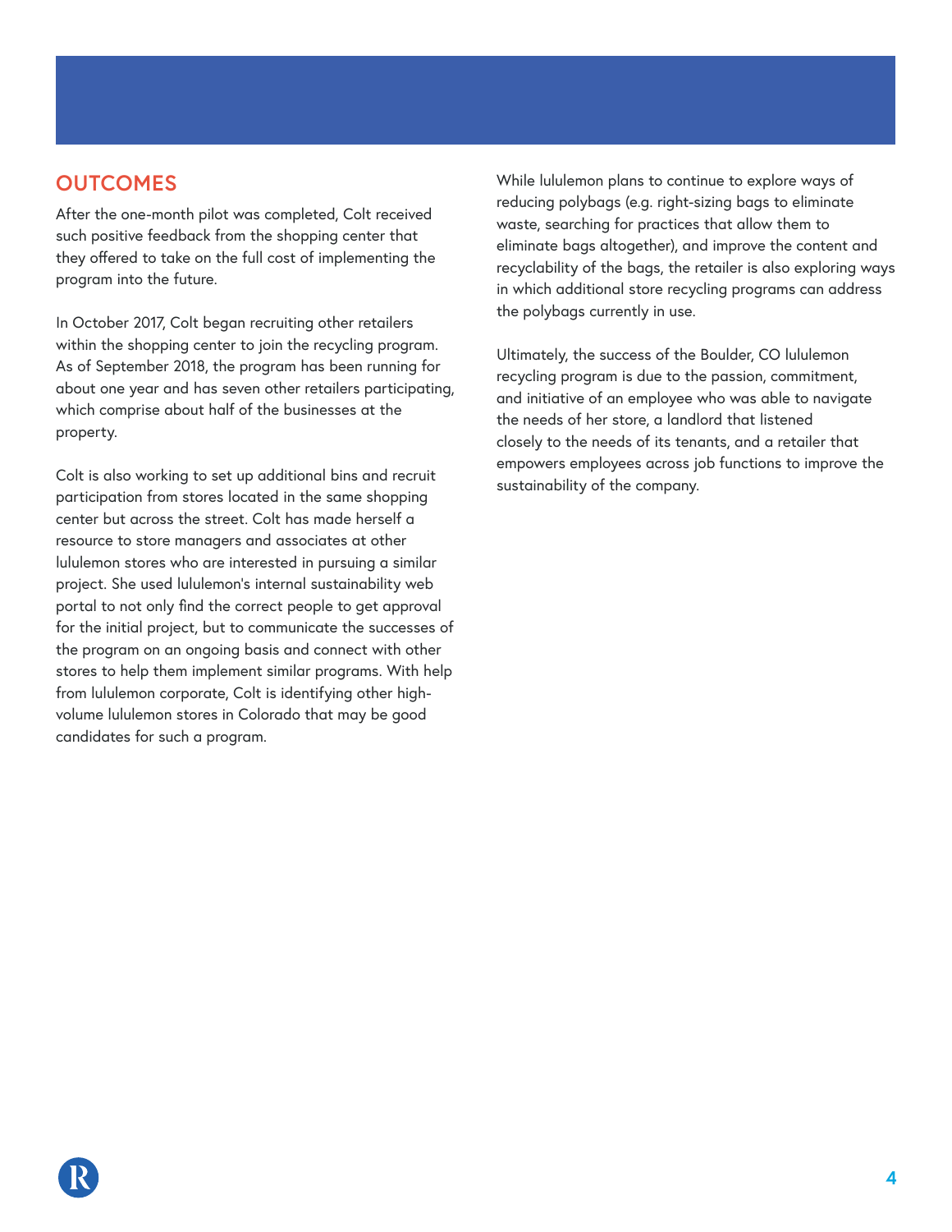## OUTCOMES

After the one-month pilot was completed, Colt received such positive feedback from the shopping center that they offered to take on the full cost of implementing the program into the future.

In October 2017, Colt began recruiting other retailers within the shopping center to join the recycling program. As of September 2018, the program has been running for about one year and has seven other retailers participating, which comprise about half of the businesses at the property.

Colt is also working to set up additional bins and recruit participation from stores located in the same shopping center but across the street. Colt has made herself a resource to store managers and associates at other lululemon stores who are interested in pursuing a similar project. She used lululemon's internal sustainability web portal to not only find the correct people to get approval for the initial project, but to communicate the successes of the program on an ongoing basis and connect with other stores to help them implement similar programs. With help from lululemon corporate, Colt is identifying other high-volume lululemon stores in Colorado that may be good candidates for such a program.

While lululemon plans to continue to explore ways of reducing polybags (e.g. right-sizing bags to eliminate waste, searching for practices that allow them to eliminate bags altogether), and improve the content and recyclability of the bags, the retailer is also exploring ways in which additional store recycling programs can address the polybags currently in use.

Ultimately, the success of the Boulder, CO lululemon recycling program is due to the passion, commitment, and initiative of an employee who was able to navigate the needs of her store, a landlord that listened closely to the needs of its tenants, and a retailer that empowers employees across job functions to improve the sustainability of the company.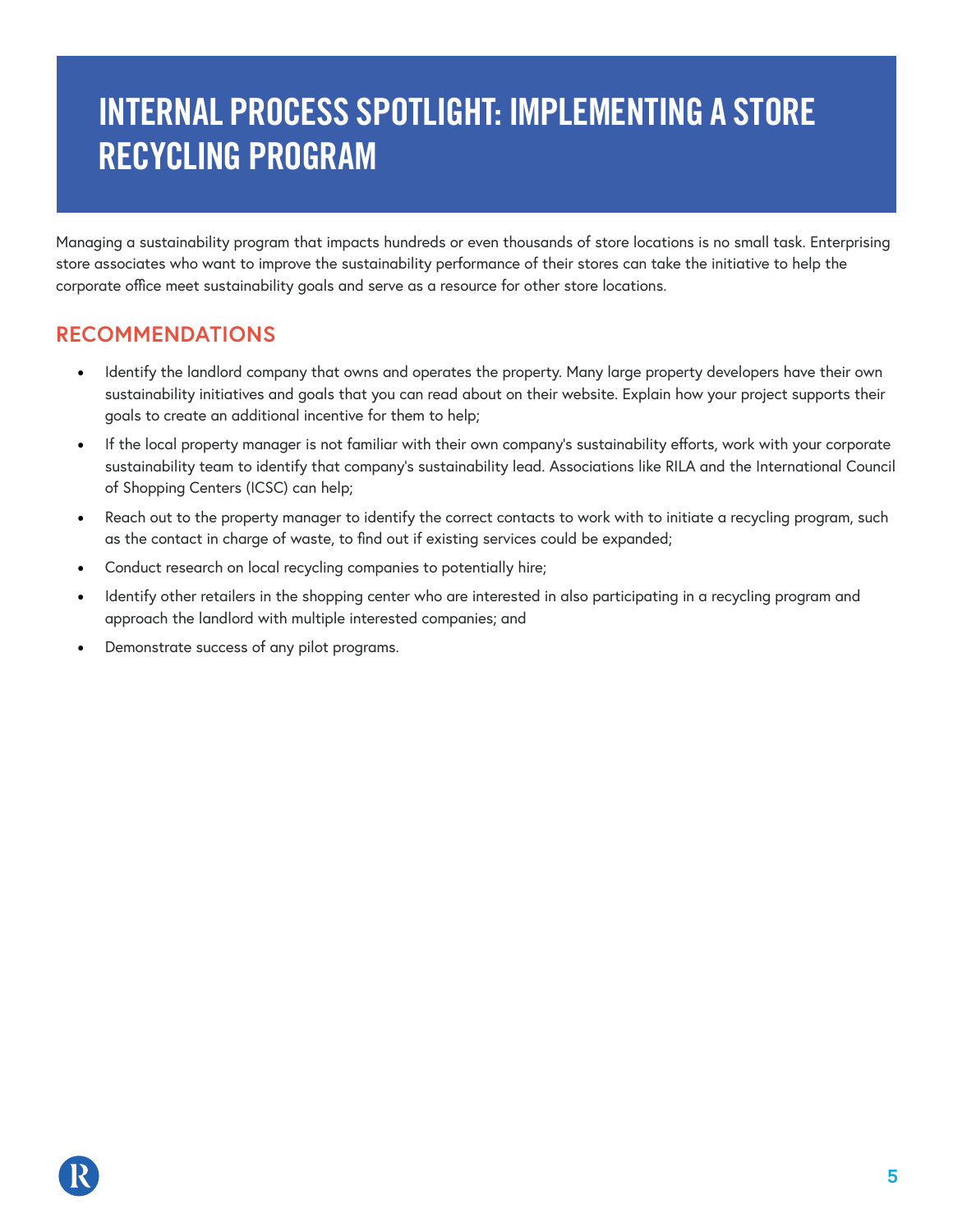# INTERNAL PROCESS SPOTLIGHT: IMPLEMENTING A STORE RECYCLING PROGRAM

Managing a sustainability program that impacts hundreds or even thousands of store locations is no small task. Enterprising store associates who want to improve the sustainability performance of their stores can take the initiative to help the corporate office meet sustainability goals and serve as a resource for other store locations.

## RECOMMENDATIONS

- Identify the landlord company that owns and operates the property. Many large property developers have their own sustainability initiatives and goals that you can read about on their website. Explain how your project supports their goals to create an additional incentive for them to help;
- If the local property manager is not familiar with their own company's sustainability efforts, work with your corporate sustainability team to identify that company's sustainability lead. Associations like RILA and the International Council of Shopping Centers (ICSC) can help;
- Reach out to the property manager to identify the correct contacts to work with to initiate a recycling program, such as the contact in charge of waste, to find out if existing services could be expanded;
- Conduct research on local recycling companies to potentially hire;
- Identify other retailers in the shopping center who are interested in also participating in a recycling program and approach the landlord with multiple interested companies; and
- Demonstrate success of any pilot programs.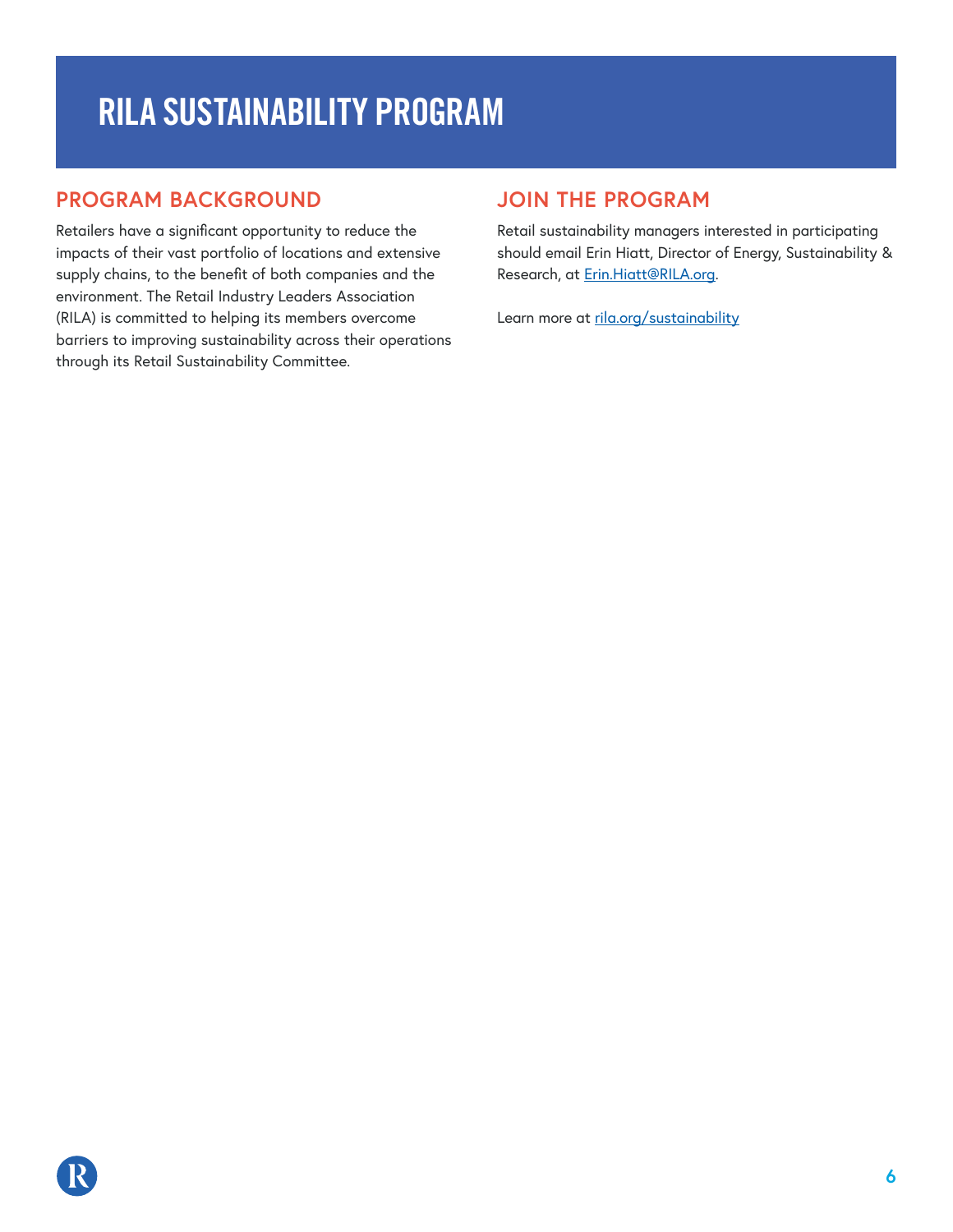# RILA SUSTAINABILITY PROGRAM

## PROGRAM BACKGROUND

Retailers have a significant opportunity to reduce the impacts of their vast portfolio of locations and extensive supply chains, to the benefit of both companies and the environment. The Retail Industry Leaders Association (RILA) is committed to helping its members overcome barriers to improving sustainability across their operations through its Retail Sustainability Committee.

## JOIN THE PROGRAM

Retail sustainability managers interested in participating should email Erin Hiatt, Director of Energy, Sustainability & Research, at Erin.Hiatt@RILA.org.

Learn more at rila.org/sustainability